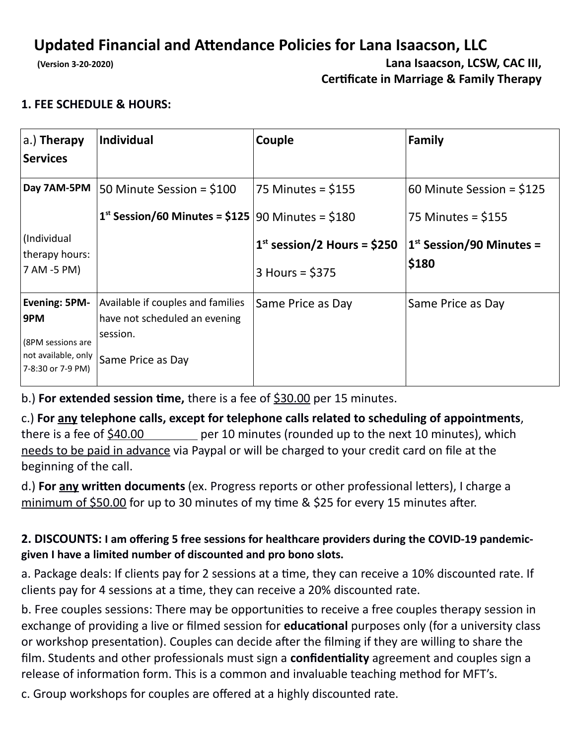# Updated Financial and Attendance Policies for Lana Isaacson, LLC

**(Version 3-20-2020)**

**Lana Isaacson, LCSW, CAC III, Certificate in Marriage & Family Therapy**

## 1. FEE SCHEDULE & HOURS:

| a.) **Therapy Services** | **Individual** | **Couple** | **Family** |
|---|---|---|---|
| **Day 7AM-5PM** (Individual therapy hours: 7 AM -5 PM) | 50 Minute Session = $100<br>**1st Session/60 Minutes = $125** | 75 Minutes = $155<br>90 Minutes = $180<br>**1st session/2 Hours = $250**<br>3 Hours = $375 | 60 Minute Session = $125<br>75 Minutes = $155<br>**1st Session/90 Minutes = $180** |
| **Evening: 5PM-9PM** (8PM sessions are not available, only 7-8:30 or 7-9 PM) | Available if couples and families have not scheduled an evening session.<br>Same Price as Day | Same Price as Day | Same Price as Day |

b.) **For extended session time,** there is a fee of $30.00 per 15 minutes.

c.) **For any telephone calls, except for telephone calls related to scheduling of appointments**, there is a fee of $40.00 per 10 minutes (rounded up to the next 10 minutes), which needs to be paid in advance via Paypal or will be charged to your credit card on file at the beginning of the call.

d.) **For any written documents** (ex. Progress reports or other professional letters), I charge a minimum of $50.00 for up to 30 minutes of my time & $25 for every 15 minutes after.

## 2. DISCOUNTS: I am offering 5 free sessions for healthcare providers during the COVID-19 pandemic- given I have a limited number of discounted and pro bono slots.

a. Package deals: If clients pay for 2 sessions at a time, they can receive a 10% discounted rate. If clients pay for 4 sessions at a time, they can receive a 20% discounted rate.

b. Free couples sessions: There may be opportunities to receive a free couples therapy session in exchange of providing a live or filmed session for **educational** purposes only (for a university class or workshop presentation). Couples can decide after the filming if they are willing to share the film. Students and other professionals must sign a **confidentiality** agreement and couples sign a release of information form. This is a common and invaluable teaching method for MFT's.

c. Group workshops for couples are offered at a highly discounted rate.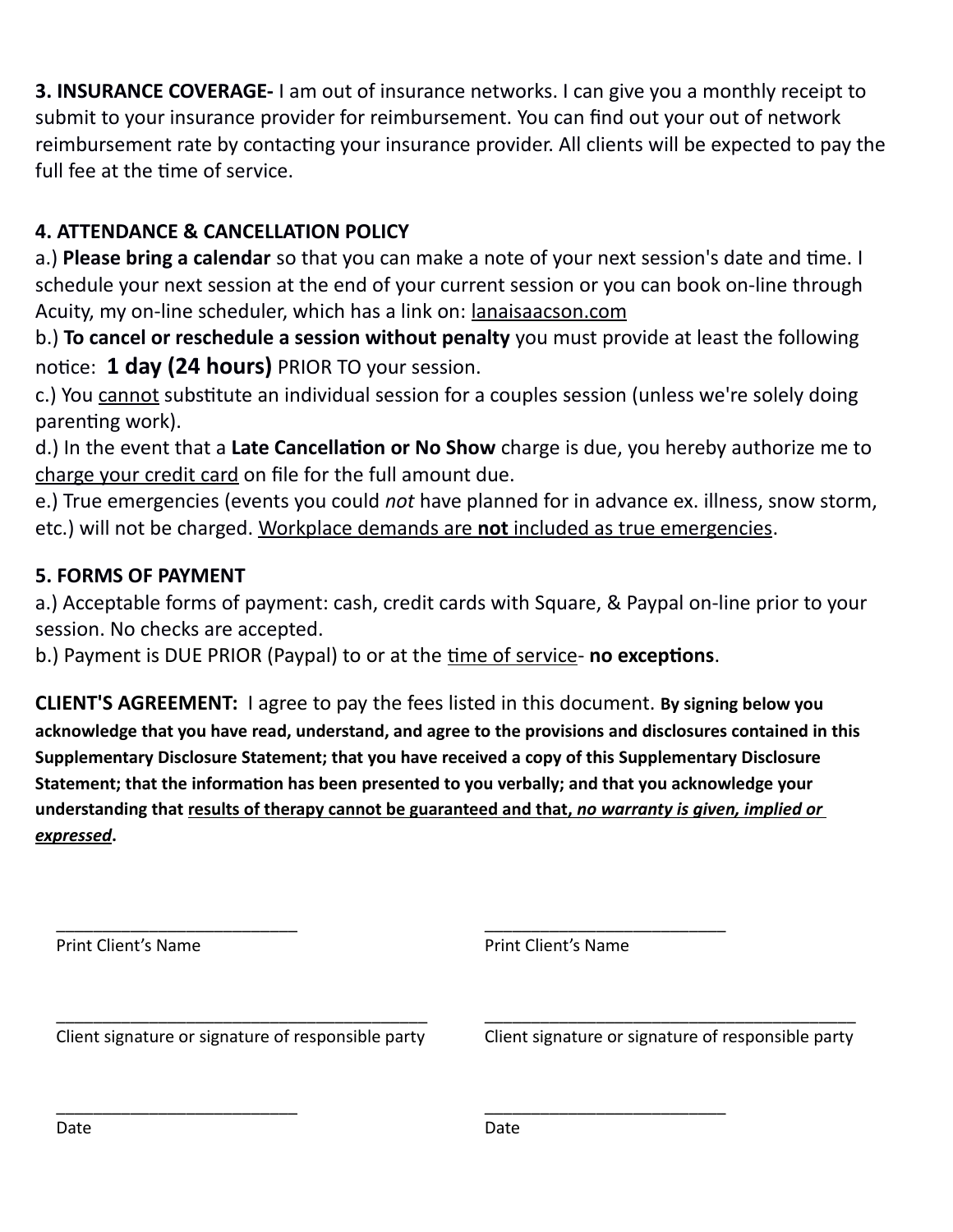**3. INSURANCE COVERAGE-** I am out of insurance networks. I can give you a monthly receipt to submit to your insurance provider for reimbursement. You can find out your out of network reimbursement rate by contacting your insurance provider. All clients will be expected to pay the full fee at the time of service.

**4. ATTENDANCE & CANCELLATION POLICY**

a.) **Please bring a calendar** so that you can make a note of your next session's date and time. I schedule your next session at the end of your current session or you can book on-line through Acuity, my on-line scheduler, which has a link on: lanaisaacson.com

b.) **To cancel or reschedule a session without penalty** you must provide at least the following notice: **1 day (24 hours)** PRIOR TO your session.

c.) You cannot substitute an individual session for a couples session (unless we're solely doing parenting work).

d.) In the event that a **Late Cancellation or No Show** charge is due, you hereby authorize me to charge your credit card on file for the full amount due.

e.) True emergencies (events you could *not* have planned for in advance ex. illness, snow storm, etc.) will not be charged. Workplace demands are **not** included as true emergencies.

**5. FORMS OF PAYMENT**

a.) Acceptable forms of payment: cash, credit cards with Square, & Paypal on-line prior to your session. No checks are accepted.

b.) Payment is DUE PRIOR (Paypal) to or at the time of service- **no exceptions**.

**CLIENT'S AGREEMENT:** I agree to pay the fees listed in this document. **By signing below you acknowledge that you have read, understand, and agree to the provisions and disclosures contained in this Supplementary Disclosure Statement; that you have received a copy of this Supplementary Disclosure Statement; that the information has been presented to you verbally; and that you acknowledge your understanding that results of therapy cannot be guaranteed and that, *no warranty is given, implied or expressed*.**

___________________________
Print Client's Name

___________________________
Print Client's Name

_________________________________________
Client signature or signature of responsible party

_________________________________________
Client signature or signature of responsible party

___________________________
Date

___________________________
Date